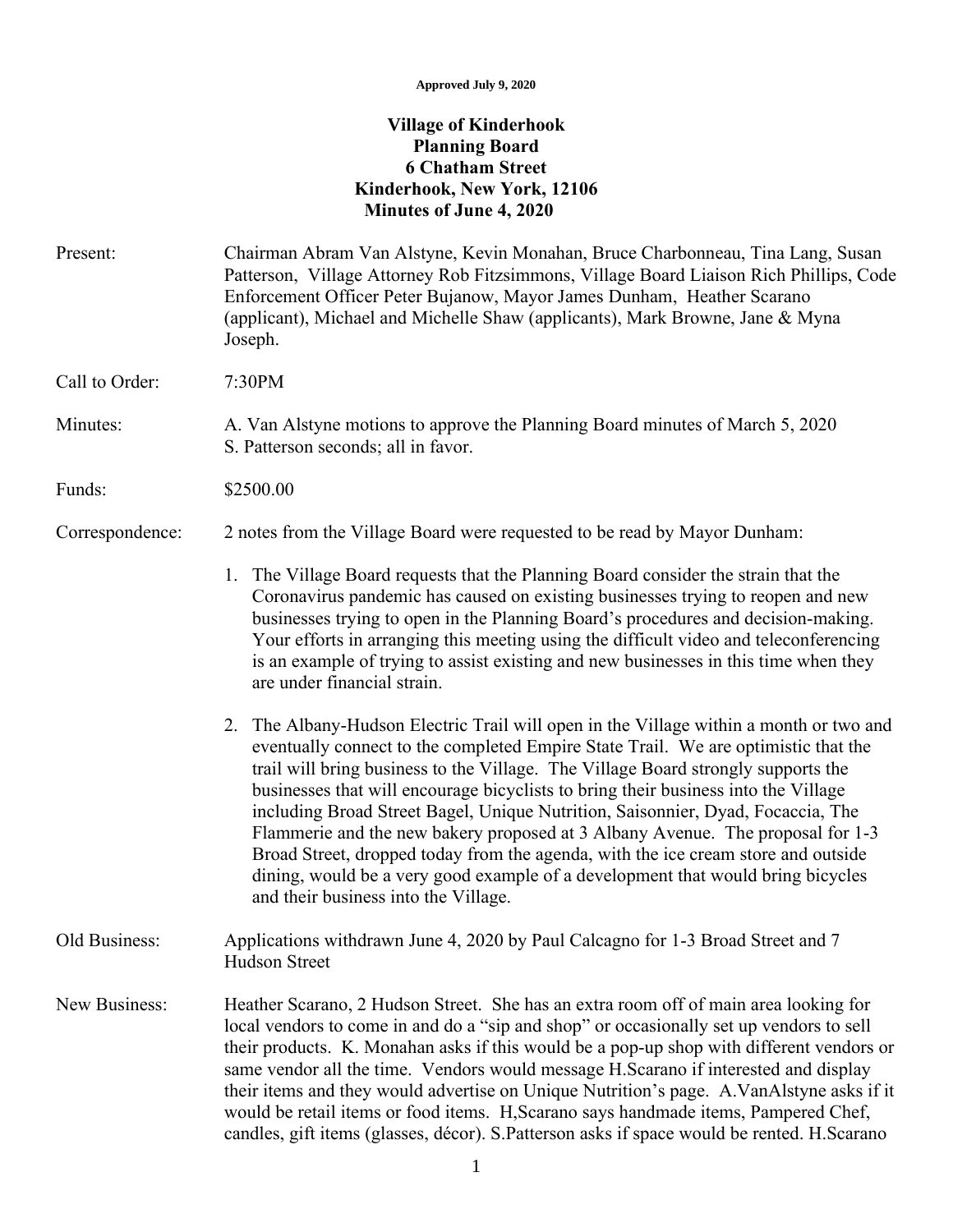**Approved July 9, 2020**

# Village of Kinderhook
## Planning Board
## 6 Chatham Street
## Kinderhook, New York, 12106
## Minutes of June 4, 2020

**Present:** Chairman Abram Van Alstyne, Kevin Monahan, Bruce Charbonneau, Tina Lang, Susan Patterson, Village Attorney Rob Fitzsimmons, Village Board Liaison Rich Phillips, Code Enforcement Officer Peter Bujanow, Mayor James Dunham, Heather Scarano (applicant), Michael and Michelle Shaw (applicants), Mark Browne, Jane & Myna Joseph.

**Call to Order:** 7:30PM

**Minutes:** A. Van Alstyne motions to approve the Planning Board minutes of March 5, 2020 S. Patterson seconds; all in favor.

**Funds:** $2500.00

**Correspondence:** 2 notes from the Village Board were requested to be read by Mayor Dunham:

1. The Village Board requests that the Planning Board consider the strain that the Coronavirus pandemic has caused on existing businesses trying to reopen and new businesses trying to open in the Planning Board's procedures and decision-making. Your efforts in arranging this meeting using the difficult video and teleconferencing is an example of trying to assist existing and new businesses in this time when they are under financial strain.

2. The Albany-Hudson Electric Trail will open in the Village within a month or two and eventually connect to the completed Empire State Trail. We are optimistic that the trail will bring business to the Village. The Village Board strongly supports the businesses that will encourage bicyclists to bring their business into the Village including Broad Street Bagel, Unique Nutrition, Saisonnier, Dyad, Focaccia, The Flammerie and the new bakery proposed at 3 Albany Avenue. The proposal for 1-3 Broad Street, dropped today from the agenda, with the ice cream store and outside dining, would be a very good example of a development that would bring bicycles and their business into the Village.

**Old Business:** Applications withdrawn June 4, 2020 by Paul Calcagno for 1-3 Broad Street and 7 Hudson Street

**New Business:** Heather Scarano, 2 Hudson Street. She has an extra room off of main area looking for local vendors to come in and do a "sip and shop" or occasionally set up vendors to sell their products. K. Monahan asks if this would be a pop-up shop with different vendors or same vendor all the time. Vendors would message H.Scarano if interested and display their items and they would advertise on Unique Nutrition's page. A.VanAlstyne asks if it would be retail items or food items. H,Scarano says handmade items, Pampered Chef, candles, gift items (glasses, décor). S.Patterson asks if space would be rented. H.Scarano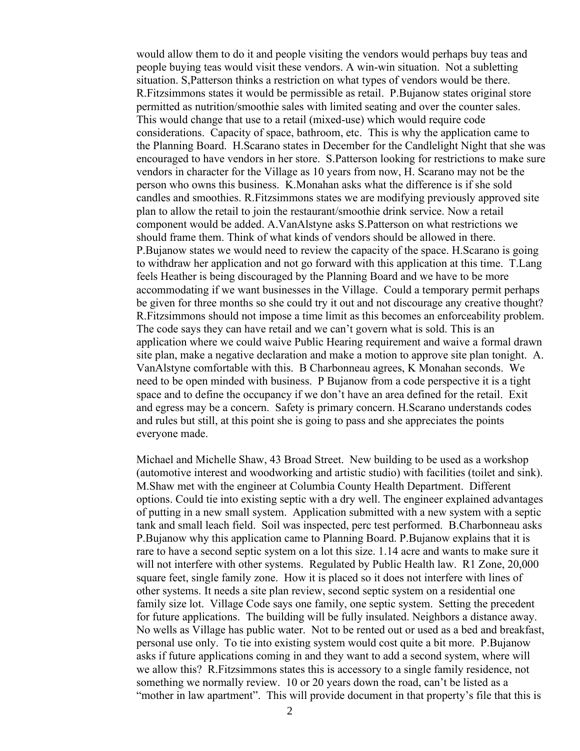would allow them to do it and people visiting the vendors would perhaps buy teas and people buying teas would visit these vendors. A win-win situation. Not a subletting situation. S,Patterson thinks a restriction on what types of vendors would be there. R.Fitzsimmons states it would be permissible as retail. P.Bujanow states original store permitted as nutrition/smoothie sales with limited seating and over the counter sales. This would change that use to a retail (mixed-use) which would require code considerations. Capacity of space, bathroom, etc. This is why the application came to the Planning Board. H.Scarano states in December for the Candlelight Night that she was encouraged to have vendors in her store. S.Patterson looking for restrictions to make sure vendors in character for the Village as 10 years from now, H. Scarano may not be the person who owns this business. K.Monahan asks what the difference is if she sold candles and smoothies. R.Fitzsimmons states we are modifying previously approved site plan to allow the retail to join the restaurant/smoothie drink service. Now a retail component would be added. A.VanAlstyne asks S.Patterson on what restrictions we should frame them. Think of what kinds of vendors should be allowed in there. P.Bujanow states we would need to review the capacity of the space. H.Scarano is going to withdraw her application and not go forward with this application at this time. T.Lang feels Heather is being discouraged by the Planning Board and we have to be more accommodating if we want businesses in the Village. Could a temporary permit perhaps be given for three months so she could try it out and not discourage any creative thought? R.Fitzsimmons should not impose a time limit as this becomes an enforceability problem. The code says they can have retail and we can't govern what is sold. This is an application where we could waive Public Hearing requirement and waive a formal drawn site plan, make a negative declaration and make a motion to approve site plan tonight. A. VanAlstyne comfortable with this. B Charbonneau agrees, K Monahan seconds. We need to be open minded with business. P Bujanow from a code perspective it is a tight space and to define the occupancy if we don't have an area defined for the retail. Exit and egress may be a concern. Safety is primary concern. H.Scarano understands codes and rules but still, at this point she is going to pass and she appreciates the points everyone made.

Michael and Michelle Shaw, 43 Broad Street. New building to be used as a workshop (automotive interest and woodworking and artistic studio) with facilities (toilet and sink). M.Shaw met with the engineer at Columbia County Health Department. Different options. Could tie into existing septic with a dry well. The engineer explained advantages of putting in a new small system. Application submitted with a new system with a septic tank and small leach field. Soil was inspected, perc test performed. B.Charbonneau asks P.Bujanow why this application came to Planning Board. P.Bujanow explains that it is rare to have a second septic system on a lot this size. 1.14 acre and wants to make sure it will not interfere with other systems. Regulated by Public Health law. R1 Zone, 20,000 square feet, single family zone. How it is placed so it does not interfere with lines of other systems. It needs a site plan review, second septic system on a residential one family size lot. Village Code says one family, one septic system. Setting the precedent for future applications. The building will be fully insulated. Neighbors a distance away. No wells as Village has public water. Not to be rented out or used as a bed and breakfast, personal use only. To tie into existing system would cost quite a bit more. P.Bujanow asks if future applications coming in and they want to add a second system, where will we allow this? R.Fitzsimmons states this is accessory to a single family residence, not something we normally review. 10 or 20 years down the road, can't be listed as a "mother in law apartment". This will provide document in that property's file that this is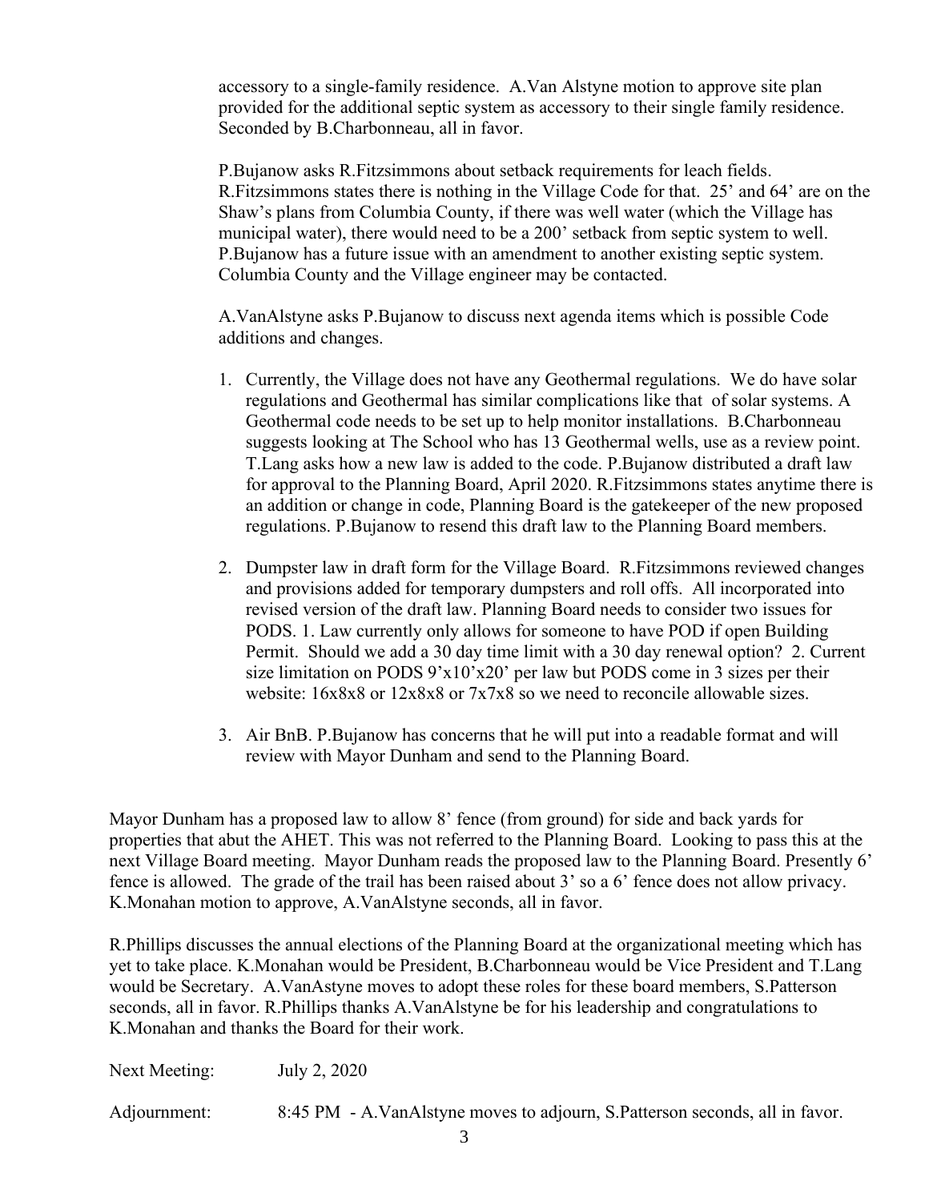accessory to a single-family residence. A.Van Alstyne motion to approve site plan provided for the additional septic system as accessory to their single family residence. Seconded by B.Charbonneau, all in favor.

P.Bujanow asks R.Fitzsimmons about setback requirements for leach fields. R.Fitzsimmons states there is nothing in the Village Code for that. 25' and 64' are on the Shaw's plans from Columbia County, if there was well water (which the Village has municipal water), there would need to be a 200' setback from septic system to well. P.Bujanow has a future issue with an amendment to another existing septic system. Columbia County and the Village engineer may be contacted.

A.VanAlstyne asks P.Bujanow to discuss next agenda items which is possible Code additions and changes.

1. Currently, the Village does not have any Geothermal regulations. We do have solar regulations and Geothermal has similar complications like that of solar systems. A Geothermal code needs to be set up to help monitor installations. B.Charbonneau suggests looking at The School who has 13 Geothermal wells, use as a review point. T.Lang asks how a new law is added to the code. P.Bujanow distributed a draft law for approval to the Planning Board, April 2020. R.Fitzsimmons states anytime there is an addition or change in code, Planning Board is the gatekeeper of the new proposed regulations. P.Bujanow to resend this draft law to the Planning Board members.

2. Dumpster law in draft form for the Village Board. R.Fitzsimmons reviewed changes and provisions added for temporary dumpsters and roll offs. All incorporated into revised version of the draft law. Planning Board needs to consider two issues for PODS. 1. Law currently only allows for someone to have POD if open Building Permit. Should we add a 30 day time limit with a 30 day renewal option? 2. Current size limitation on PODS 9'x10'x20' per law but PODS come in 3 sizes per their website: 16x8x8 or 12x8x8 or 7x7x8 so we need to reconcile allowable sizes.

3. Air BnB. P.Bujanow has concerns that he will put into a readable format and will review with Mayor Dunham and send to the Planning Board.

Mayor Dunham has a proposed law to allow 8' fence (from ground) for side and back yards for properties that abut the AHET. This was not referred to the Planning Board. Looking to pass this at the next Village Board meeting. Mayor Dunham reads the proposed law to the Planning Board. Presently 6' fence is allowed. The grade of the trail has been raised about 3' so a 6' fence does not allow privacy. K.Monahan motion to approve, A.VanAlstyne seconds, all in favor.

R.Phillips discusses the annual elections of the Planning Board at the organizational meeting which has yet to take place. K.Monahan would be President, B.Charbonneau would be Vice President and T.Lang would be Secretary. A.VanAstyne moves to adopt these roles for these board members, S.Patterson seconds, all in favor. R.Phillips thanks A.VanAlstyne be for his leadership and congratulations to K.Monahan and thanks the Board for their work.

Next Meeting: July 2, 2020

Adjournment: 8:45 PM - A.VanAlstyne moves to adjourn, S.Patterson seconds, all in favor.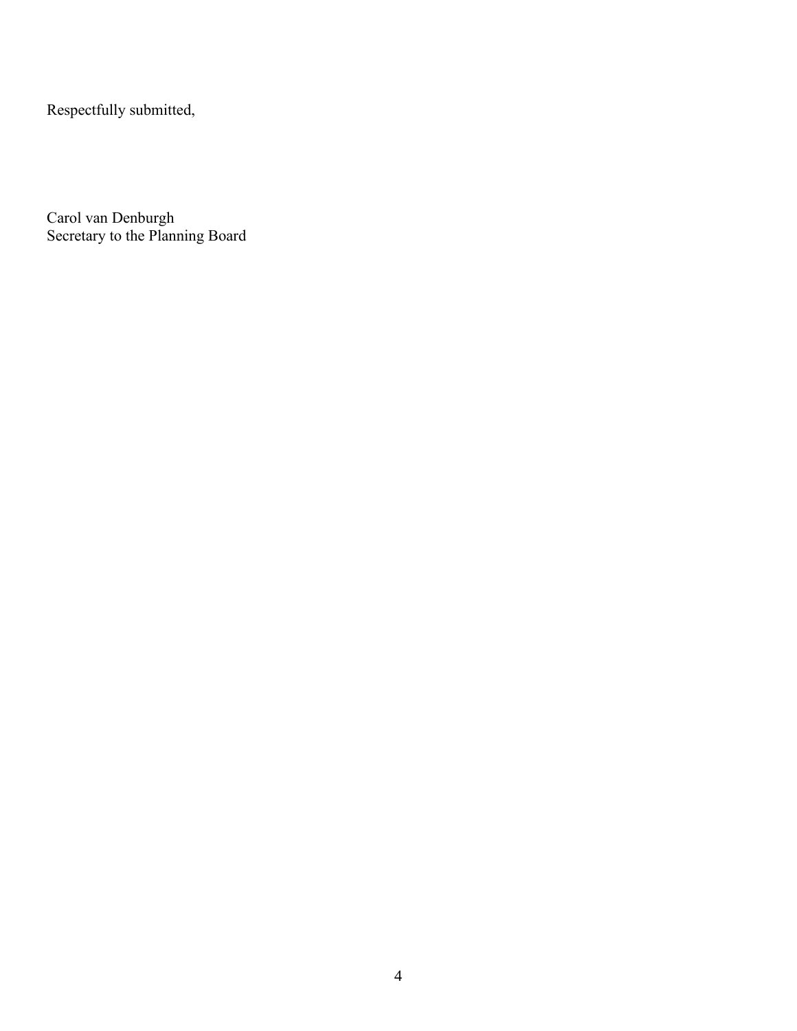Respectfully submitted,

Carol van Denburgh
Secretary to the Planning Board